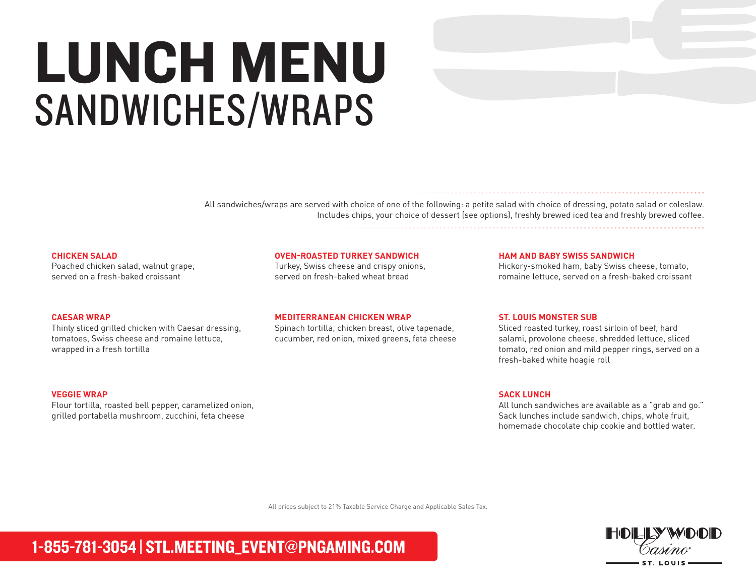# LUNCH MENU

## SANDWICHES/WRAPS

All sandwiches/wraps are served with choice of one of the following: a petite salad with choice of dressing, potato salad or coleslaw. Includes chips, your choice of dessert (see options), freshly brewed iced tea and freshly brewed coffee.

**CHICKEN SALAD**
Poached chicken salad, walnut grape, served on a fresh-baked croissant

**CAESAR WRAP**
Thinly sliced grilled chicken with Caesar dressing, tomatoes, Swiss cheese and romaine lettuce, wrapped in a fresh tortilla

**VEGGIE WRAP**
Flour tortilla, roasted bell pepper, caramelized onion, grilled portabella mushroom, zucchini, feta cheese

**OVEN-ROASTED TURKEY SANDWICH**
Turkey, Swiss cheese and crispy onions, served on fresh-baked wheat bread

**MEDITERRANEAN CHICKEN WRAP**
Spinach tortilla, chicken breast, olive tapenade, cucumber, red onion, mixed greens, feta cheese

**HAM AND BABY SWISS SANDWICH**
Hickory-smoked ham, baby Swiss cheese, tomato, romaine lettuce, served on a fresh-baked croissant

**ST. LOUIS MONSTER SUB**
Sliced roasted turkey, roast sirloin of beef, hard salami, provolone cheese, shredded lettuce, sliced tomato, red onion and mild pepper rings, served on a fresh-baked white hoagie roll

**SACK LUNCH**
All lunch sandwiches are available as a "grab and go." Sack lunches include sandwich, chips, whole fruit, homemade chocolate chip cookie and bottled water.

All prices subject to 21% Taxable Service Charge and Applicable Sales Tax.

**1-855-781-3054 | STL.MEETING_EVENT@PNGAMING.COM**

HOLLYWOOD Casino ST. LOUIS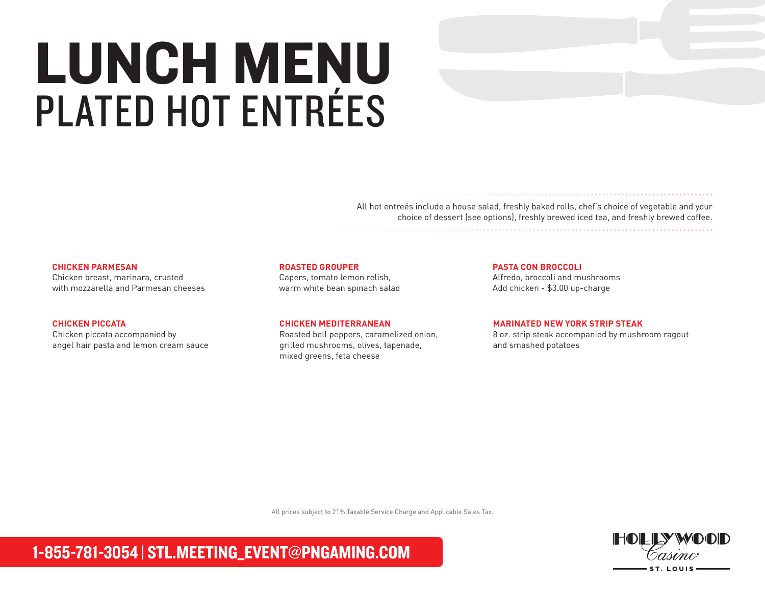# LUNCH MENU

## PLATED HOT ENTRÉES

All hot entreés include a house salad, freshly baked rolls, chef's choice of vegetable and your choice of dessert (see options), freshly brewed iced tea, and freshly brewed coffee.

**CHICKEN PARMESAN**
Chicken breast, marinara, crusted with mozzarella and Parmesan cheeses

**CHICKEN PICCATA**
Chicken piccata accompanied by angel hair pasta and lemon cream sauce

**ROASTED GROUPER**
Capers, tomato lemon relish, warm white bean spinach salad

**CHICKEN MEDITERRANEAN**
Roasted bell peppers, caramelized onion, grilled mushrooms, olives, tapenade, mixed greens, feta cheese

**PASTA CON BROCCOLI**
Alfredo, broccoli and mushrooms
Add chicken - $3.00 up-charge

**MARINATED NEW YORK STRIP STEAK**
8 oz. strip steak accompanied by mushroom ragout and smashed potatoes

All prices subject to 21% Taxable Service Charge and Applicable Sales Tax.

**1-855-781-3054 | STL.MEETING_EVENT@PNGAMING.COM**

HOLLYWOOD Casino ST. LOUIS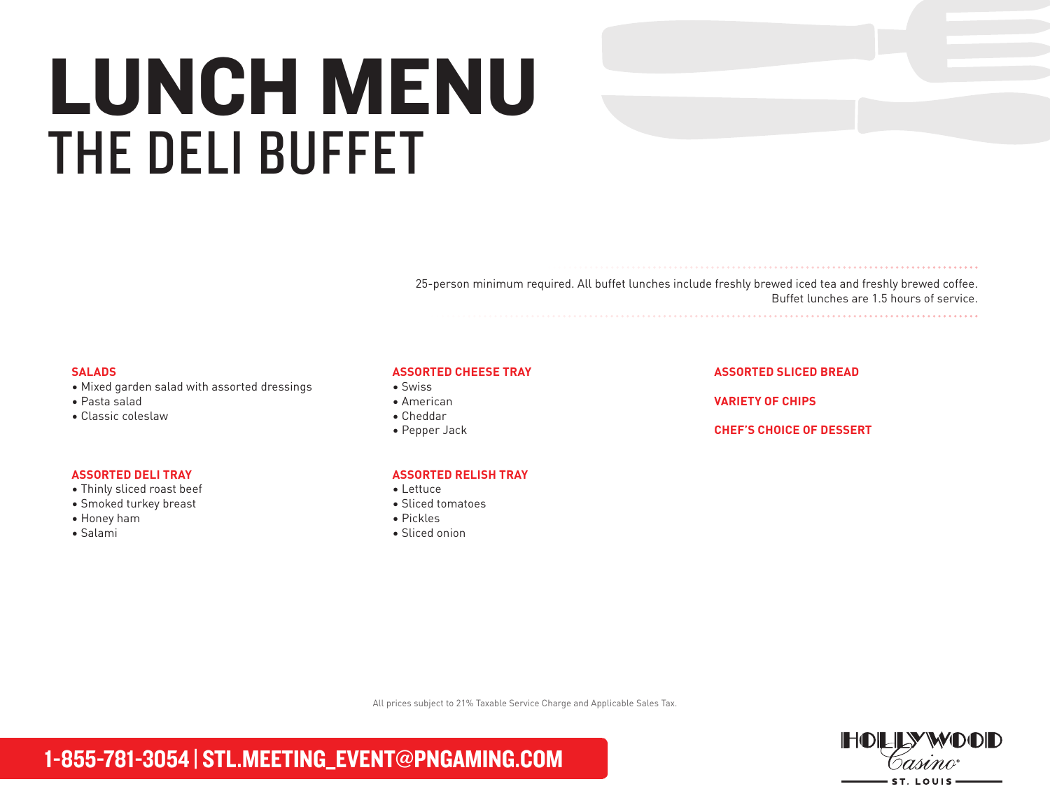# LUNCH MENU

## THE DELI BUFFET

25-person minimum required. All buffet lunches include freshly brewed iced tea and freshly brewed coffee. Buffet lunches are 1.5 hours of service.

### SALADS

- Mixed garden salad with assorted dressings
- Pasta salad
- Classic coleslaw

### ASSORTED DELI TRAY

- Thinly sliced roast beef
- Smoked turkey breast
- Honey ham
- Salami

### ASSORTED CHEESE TRAY

- Swiss
- American
- Cheddar
- Pepper Jack

### ASSORTED RELISH TRAY

- Lettuce
- Sliced tomatoes
- Pickles
- Sliced onion

### ASSORTED SLICED BREAD

### VARIETY OF CHIPS

### CHEF'S CHOICE OF DESSERT

All prices subject to 21% Taxable Service Charge and Applicable Sales Tax.

**1-855-781-3054 | STL.MEETING_EVENT@PNGAMING.COM**

HOLLYWOOD Casino ST. LOUIS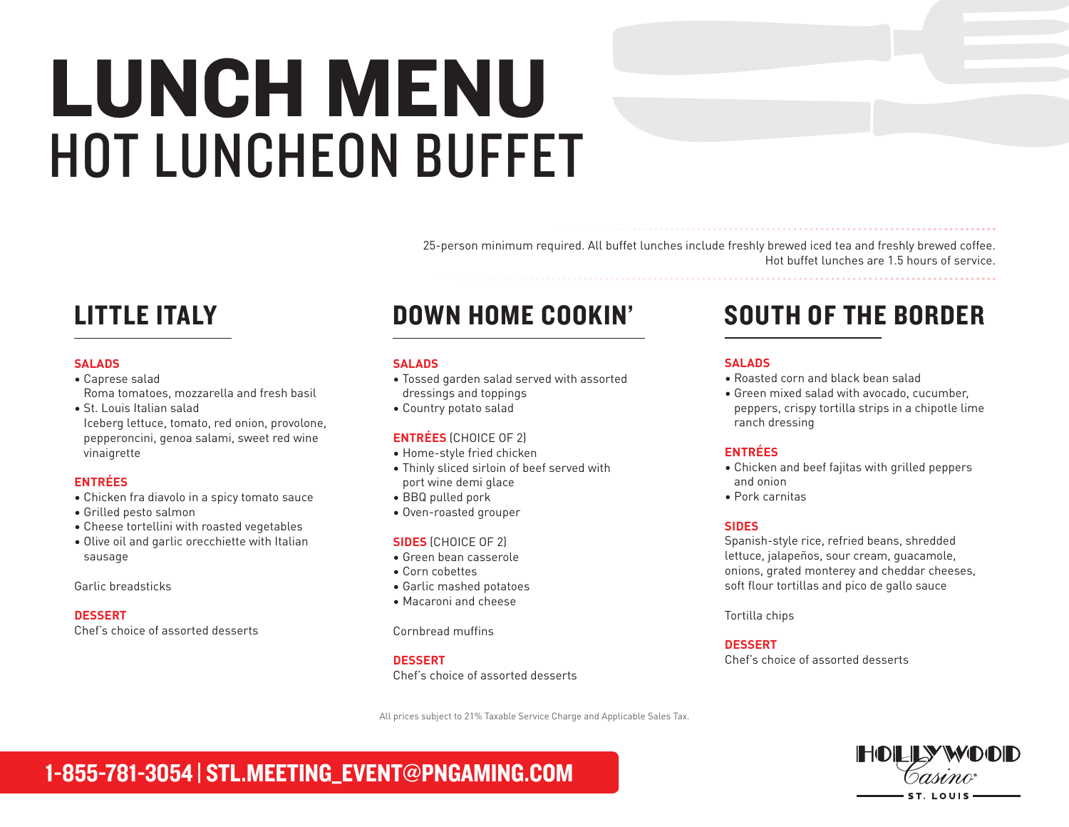# LUNCH MENU

## HOT LUNCHEON BUFFET

25-person minimum required. All buffet lunches include freshly brewed iced tea and freshly brewed coffee.
Hot buffet lunches are 1.5 hours of service.

## LITTLE ITALY

**SALADS**

- Caprese salad
  Roma tomatoes, mozzarella and fresh basil
- St. Louis Italian salad
  Iceberg lettuce, tomato, red onion, provolone, pepperoncini, genoa salami, sweet red wine vinaigrette

**ENTRÉES**

- Chicken fra diavolo in a spicy tomato sauce
- Grilled pesto salmon
- Cheese tortellini with roasted vegetables
- Olive oil and garlic orecchiette with Italian sausage

Garlic breadsticks

**DESSERT**

Chef's choice of assorted desserts

## DOWN HOME COOKIN'

**SALADS**

- Tossed garden salad served with assorted dressings and toppings
- Country potato salad

**ENTRÉES** (CHOICE OF 2)

- Home-style fried chicken
- Thinly sliced sirloin of beef served with port wine demi glace
- BBQ pulled pork
- Oven-roasted grouper

**SIDES** (CHOICE OF 2)

- Green bean casserole
- Corn cobettes
- Garlic mashed potatoes
- Macaroni and cheese

Cornbread muffins

**DESSERT**

Chef's choice of assorted desserts

## SOUTH OF THE BORDER

**SALADS**

- Roasted corn and black bean salad
- Green mixed salad with avocado, cucumber, peppers, crispy tortilla strips in a chipotle lime ranch dressing

**ENTRÉES**

- Chicken and beef fajitas with grilled peppers and onion
- Pork carnitas

**SIDES**

Spanish-style rice, refried beans, shredded lettuce, jalapeños, sour cream, guacamole, onions, grated monterey and cheddar cheeses, soft flour tortillas and pico de gallo sauce

Tortilla chips

**DESSERT**

Chef's choice of assorted desserts

All prices subject to 21% Taxable Service Charge and Applicable Sales Tax.

**1-855-781-3054 | STL.MEETING_EVENT@PNGAMING.COM**

HOLLYWOOD Casino ST. LOUIS